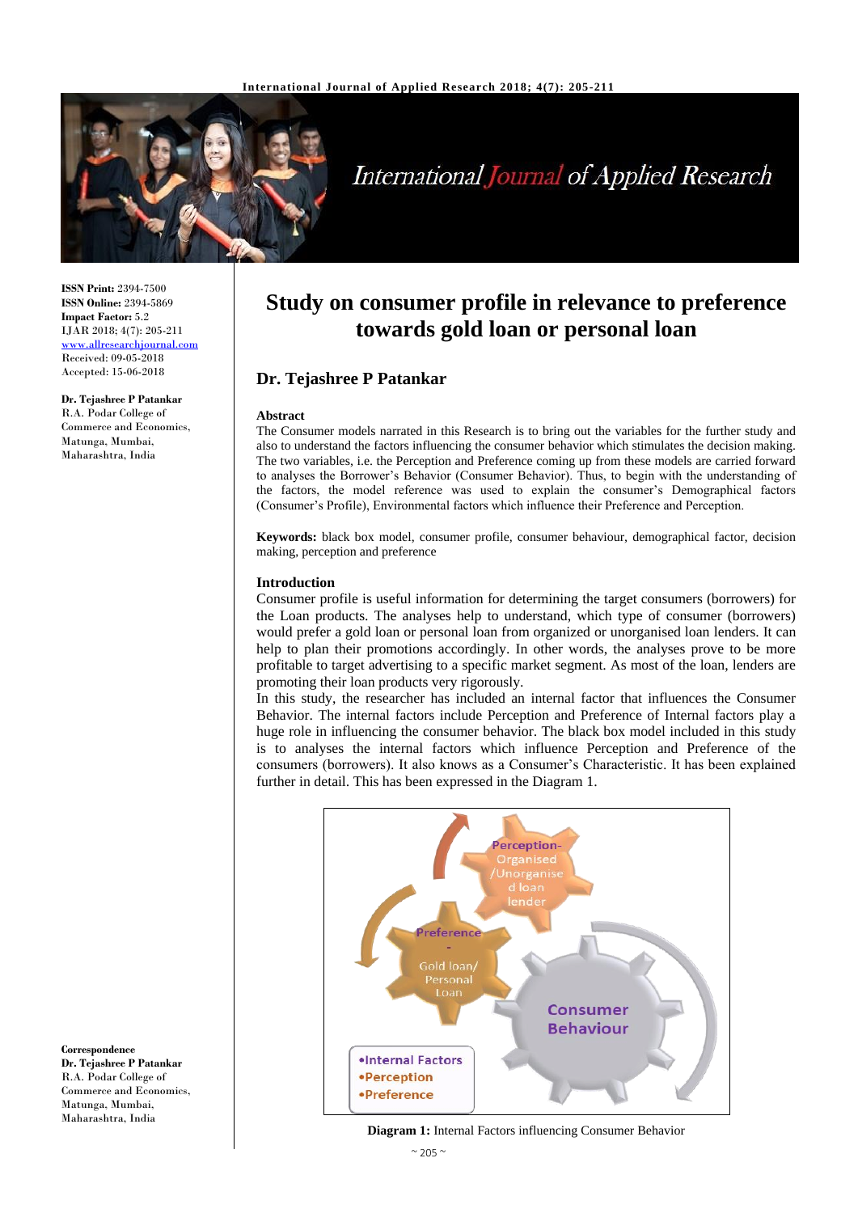ISSN Print: 2394-7500
ISSN Online: 2394-5869
Impact Factor: 5.2
IJAR 2018; 4(7): 205-211
www.allresearchjournal.com
Received: 09-05-2018
Accepted: 15-06-2018

**Dr. Tejashree P Patankar**
R.A. Podar College of Commerce and Economics, Matunga, Mumbai, Maharashtra, India

**Correspondence**
**Dr. Tejashree P Patankar**
R.A. Podar College of Commerce and Economics, Matunga, Mumbai, Maharashtra, India

# Study on consumer profile in relevance to preference towards gold loan or personal loan

## Dr. Tejashree P Patankar

### Abstract

The Consumer models narrated in this Research is to bring out the variables for the further study and also to understand the factors influencing the consumer behavior which stimulates the decision making. The two variables, i.e. the Perception and Preference coming up from these models are carried forward to analyses the Borrower's Behavior (Consumer Behavior). Thus, to begin with the understanding of the factors, the model reference was used to explain the consumer's Demographical factors (Consumer's Profile), Environmental factors which influence their Preference and Perception.

**Keywords:** black box model, consumer profile, consumer behaviour, demographical factor, decision making, perception and preference

### Introduction

Consumer profile is useful information for determining the target consumers (borrowers) for the Loan products. The analyses help to understand, which type of consumer (borrowers) would prefer a gold loan or personal loan from organized or unorganised loan lenders. It can help to plan their promotions accordingly. In other words, the analyses prove to be more profitable to target advertising to a specific market segment. As most of the loan, lenders are promoting their loan products very rigorously.

In this study, the researcher has included an internal factor that influences the Consumer Behavior. The internal factors include Perception and Preference of Internal factors play a huge role in influencing the consumer behavior. The black box model included in this study is to analyses the internal factors which influence Perception and Preference of the consumers (borrowers). It also knows as a Consumer's Characteristic. It has been explained further in detail. This has been expressed in the Diagram 1.

Perception- Organised /Unorganised loan lender

Preference - Gold loan/ Personal Loan

Consumer Behaviour

- Internal Factors
- Perception
- Preference

**Diagram 1:** Internal Factors influencing Consumer Behavior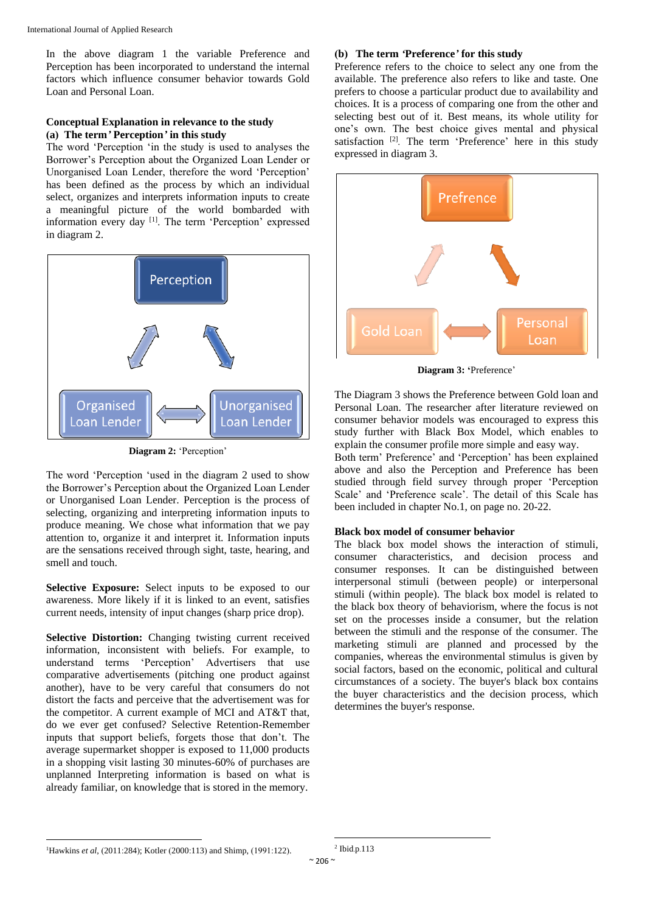In the above diagram 1 the variable Preference and Perception has been incorporated to understand the internal factors which influence consumer behavior towards Gold Loan and Personal Loan.

### Conceptual Explanation in relevance to the study

**(a) The term' Perception' in this study**

The word 'Perception 'in the study is used to analyses the Borrower's Perception about the Organized Loan Lender or Unorganised Loan Lender, therefore the word 'Perception' has been defined as the process by which an individual select, organizes and interprets information inputs to create a meaningful picture of the world bombarded with information every day [1]. The term 'Perception' expressed in diagram 2.

Perception

Organised Loan Lender

Unorganised Loan Lender

**Diagram 2:** 'Perception'

The word 'Perception 'used in the diagram 2 used to show the Borrower's Perception about the Organized Loan Lender or Unorganised Loan Lender. Perception is the process of selecting, organizing and interpreting information inputs to produce meaning. We chose what information that we pay attention to, organize it and interpret it. Information inputs are the sensations received through sight, taste, hearing, and smell and touch.

**Selective Exposure:** Select inputs to be exposed to our awareness. More likely if it is linked to an event, satisfies current needs, intensity of input changes (sharp price drop).

**Selective Distortion:** Changing twisting current received information, inconsistent with beliefs. For example, to understand terms 'Perception' Advertisers that use comparative advertisements (pitching one product against another), have to be very careful that consumers do not distort the facts and perceive that the advertisement was for the competitor. A current example of MCI and AT&T that, do we ever get confused? Selective Retention-Remember inputs that support beliefs, forgets those that don't. The average supermarket shopper is exposed to 11,000 products in a shopping visit lasting 30 minutes-60% of purchases are unplanned Interpreting information is based on what is already familiar, on knowledge that is stored in the memory.

**(b) The term 'Preference' for this study**

Preference refers to the choice to select any one from the available. The preference also refers to like and taste. One prefers to choose a particular product due to availability and choices. It is a process of comparing one from the other and selecting best out of it. Best means, its whole utility for one's own. The best choice gives mental and physical satisfaction [2]. The term 'Preference' here in this study expressed in diagram 3.

Prefrence

Gold Loan

Personal Loan

**Diagram 3:** 'Preference'

The Diagram 3 shows the Preference between Gold loan and Personal Loan. The researcher after literature reviewed on consumer behavior models was encouraged to express this study further with Black Box Model, which enables to explain the consumer profile more simple and easy way.

Both term' Preference' and 'Perception' has been explained above and also the Perception and Preference has been studied through field survey through proper 'Perception Scale' and 'Preference scale'. The detail of this Scale has been included in chapter No.1, on page no. 20-22.

### Black box model of consumer behavior

The black box model shows the interaction of stimuli, consumer characteristics, and decision process and consumer responses. It can be distinguished between interpersonal stimuli (between people) or interpersonal stimuli (within people). The black box model is related to the black box theory of behaviorism, where the focus is not set on the processes inside a consumer, but the relation between the stimuli and the response of the consumer. The marketing stimuli are planned and processed by the companies, whereas the environmental stimulus is given by social factors, based on the economic, political and cultural circumstances of a society. The buyer's black box contains the buyer characteristics and the decision process, which determines the buyer's response.

---

[1] Hawkins *et al*, (2011:284); Kotler (2000:113) and Shimp, (1991:122).

[2] Ibid.p.113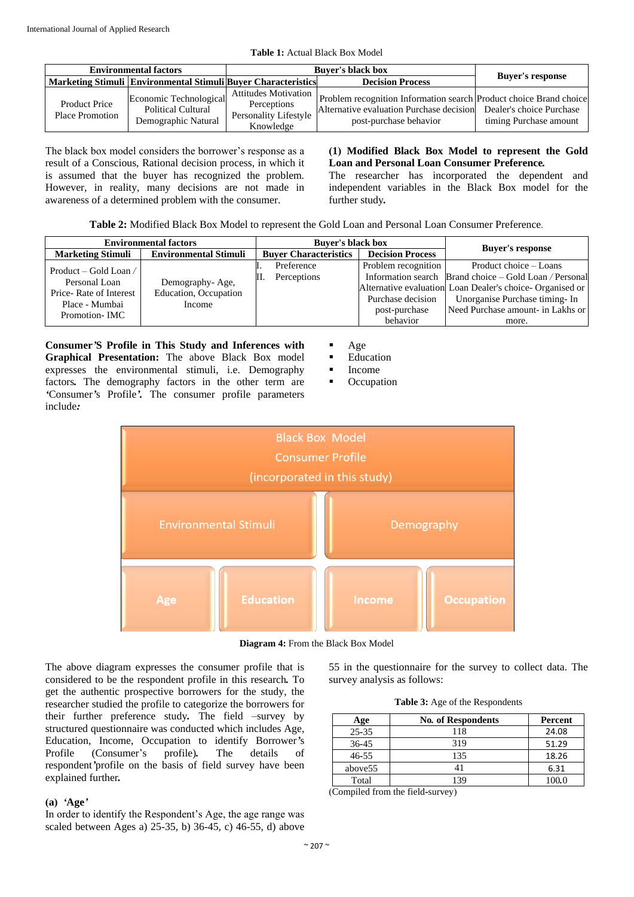**Table 1:** Actual Black Box Model

| Environmental factors | | Buyer's black box | | Buyer's response |
|---|---|---|---|---|
| Marketing Stimuli | Environmental Stimuli | Buyer Characteristics | Decision Process | |
| Product Price Place Promotion | Economic Technological Political Cultural Demographic Natural | Attitudes Motivation Perceptions Personality Lifestyle Knowledge | Problem recognition Information search Alternative evaluation Purchase decision post-purchase behavior | Product choice Brand choice Dealer's choice Purchase timing Purchase amount |

The black box model considers the borrower's response as a result of a Conscious, Rational decision process, in which it is assumed that the buyer has recognized the problem. However, in reality, many decisions are not made in awareness of a determined problem with the consumer.

**(1) Modified Black Box Model to represent the Gold Loan and Personal Loan Consumer Preference.**

The researcher has incorporated the dependent and independent variables in the Black Box model for the further study.

**Table 2:** Modified Black Box Model to represent the Gold Loan and Personal Loan Consumer Preference.

| Environmental factors | | Buyer's black box | | Buyer's response |
|---|---|---|---|---|
| Marketing Stimuli | Environmental Stimuli | Buyer Characteristics | Decision Process | |
| Product – Gold Loan / Personal Loan Price- Rate of Interest Place - Mumbai Promotion- IMC | Demography- Age, Education, Occupation Income | I. Preference II. Perceptions | Problem recognition Information search Alternative evaluation Purchase decision post-purchase behavior | Product choice – Loans Brand choice – Gold Loan / Personal Loan Dealer's choice- Organised or Unorganise Purchase timing- In Need Purchase amount- in Lakhs or more. |

**Consumer'S Profile in This Study and Inferences with Graphical Presentation:** The above Black Box model expresses the environmental stimuli, i.e. Demography factors. The demography factors in the other term are 'Consumer's Profile'. The consumer profile parameters include:

- Age
- Education
- Income
- Occupation

Black Box Model
Consumer Profile
(incorporated in this study)

Environmental Stimuli | Demography

Age | Education | Income | Occupation

**Diagram 4:** From the Black Box Model

The above diagram expresses the consumer profile that is considered to be the respondent profile in this research. To get the authentic prospective borrowers for the study, the researcher studied the profile to categorize the borrowers for their further preference study. The field –survey by structured questionnaire was conducted which includes Age, Education, Income, Occupation to identify Borrower's Profile (Consumer's profile). The details of respondent'profile on the basis of field survey have been explained further.

**(a) 'Age'**

In order to identify the Respondent's Age, the age range was scaled between Ages a) 25-35, b) 36-45, c) 46-55, d) above 55 in the questionnaire for the survey to collect data. The survey analysis as follows:

**Table 3:** Age of the Respondents

| Age | No. of Respondents | Percent |
|---|---|---|
| 25-35 | 118 | 24.08 |
| 36-45 | 319 | 51.29 |
| 46-55 | 135 | 18.26 |
| above55 | 41 | 6.31 |
| Total | 139 | 100.0 |

(Compiled from the field-survey)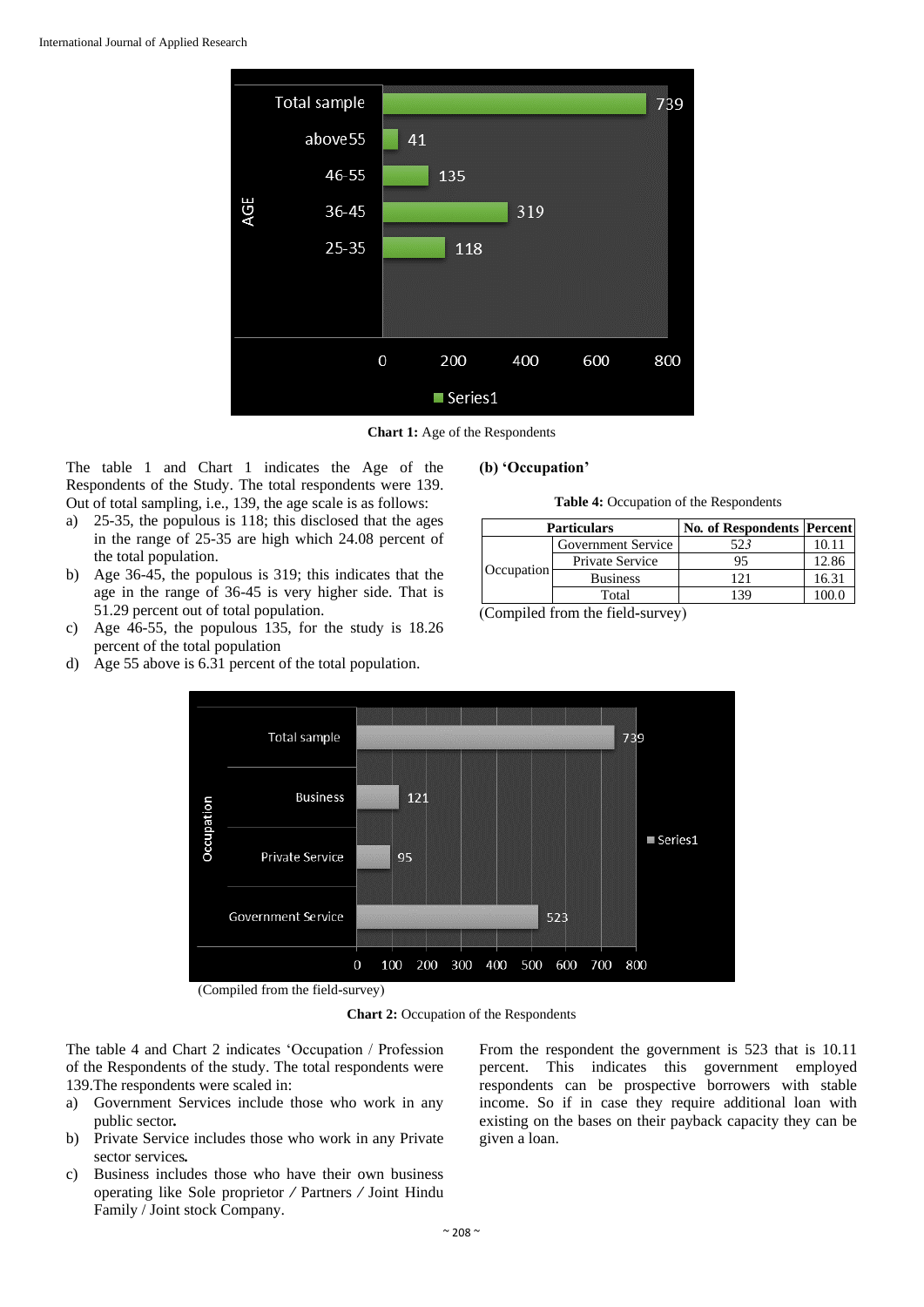Chart 1: Age of the Respondents

The table 1 and Chart 1 indicates the Age of the Respondents of the Study. The total respondents were 139. Out of total sampling, i.e., 139, the age scale is as follows:

a) 25-35, the populous is 118; this disclosed that the ages in the range of 25-35 are high which 24.08 percent of the total population.
b) Age 36-45, the populous is 319; this indicates that the age in the range of 36-45 is very higher side. That is 51.29 percent out of total population.
c) Age 46-55, the populous 135, for the study is 18.26 percent of the total population
d) Age 55 above is 6.31 percent of the total population.

**(b) 'Occupation'**

**Table 4:** Occupation of the Respondents

| Particulars | | No. of Respondents | Percent |
|---|---|---|---|
| Occupation | Government Service | 523 | 10.11 |
| | Private Service | 95 | 12.86 |
| | Business | 121 | 16.31 |
| | Total | 139 | 100.0 |

(Compiled from the field-survey)

(Compiled from the field-survey)

**Chart 2:** Occupation of the Respondents

The table 4 and Chart 2 indicates 'Occupation / Profession of the Respondents of the study. The total respondents were 139.The respondents were scaled in:

a) Government Services include those who work in any public sector.
b) Private Service includes those who work in any Private sector services.
c) Business includes those who have their own business operating like Sole proprietor / Partners / Joint Hindu Family / Joint stock Company.

From the respondent the government is 523 that is 10.11 percent. This indicates this government employed respondents can be prospective borrowers with stable income. So if in case they require additional loan with existing on the bases on their payback capacity they can be given a loan.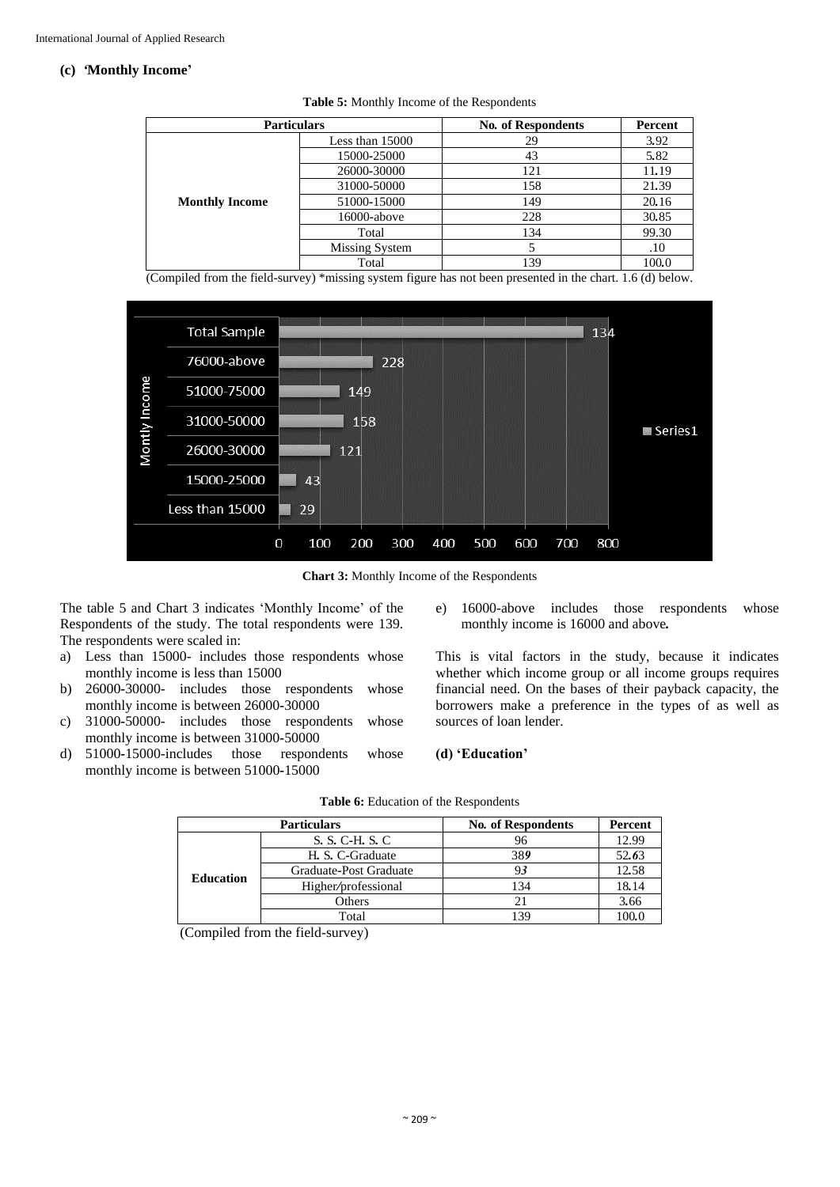### (c) 'Monthly Income'

**Table 5:** Monthly Income of the Respondents

| Particulars | | No. of Respondents | Percent |
|---|---|---|---|
| Monthly Income | Less than 15000 | 29 | 3.92 |
| | 15000-25000 | 43 | 5.82 |
| | 26000-30000 | 121 | 11.19 |
| | 31000-50000 | 158 | 21.39 |
| | 51000-15000 | 149 | 20.16 |
| | 16000-above | 228 | 30.85 |
| | Total | 134 | 99.30 |
| | Missing System | 5 | .10 |
| | Total | 139 | 100.0 |

(Compiled from the field-survey) *missing system figure has not been presented in the chart. 1.6 (d) below.

**Chart 3:** Monthly Income of the Respondents

The table 5 and Chart 3 indicates 'Monthly Income' of the Respondents of the study. The total respondents were 139. The respondents were scaled in:

a) Less than 15000- includes those respondents whose monthly income is less than 15000
b) 26000-30000- includes those respondents whose monthly income is between 26000-30000
c) 31000-50000- includes those respondents whose monthly income is between 31000-50000
d) 51000-15000-includes those respondents whose monthly income is between 51000-15000
e) 16000-above includes those respondents whose monthly income is 16000 and above**.**

This is vital factors in the study, because it indicates whether which income group or all income groups requires financial need. On the bases of their payback capacity, the borrowers make a preference in the types of as well as sources of loan lender.

### (d) 'Education'

**Table 6:** Education of the Respondents

| Particulars | | No. of Respondents | Percent |
|---|---|---|---|
| Education | S. S. C-H. S. C | 96 | 12.99 |
| | H. S. C-Graduate | 389 | 52.63 |
| | Graduate-Post Graduate | 93 | 12.58 |
| | Higher/professional | 134 | 18.14 |
| | Others | 21 | 3.66 |
| | Total | 139 | 100.0 |

(Compiled from the field-survey)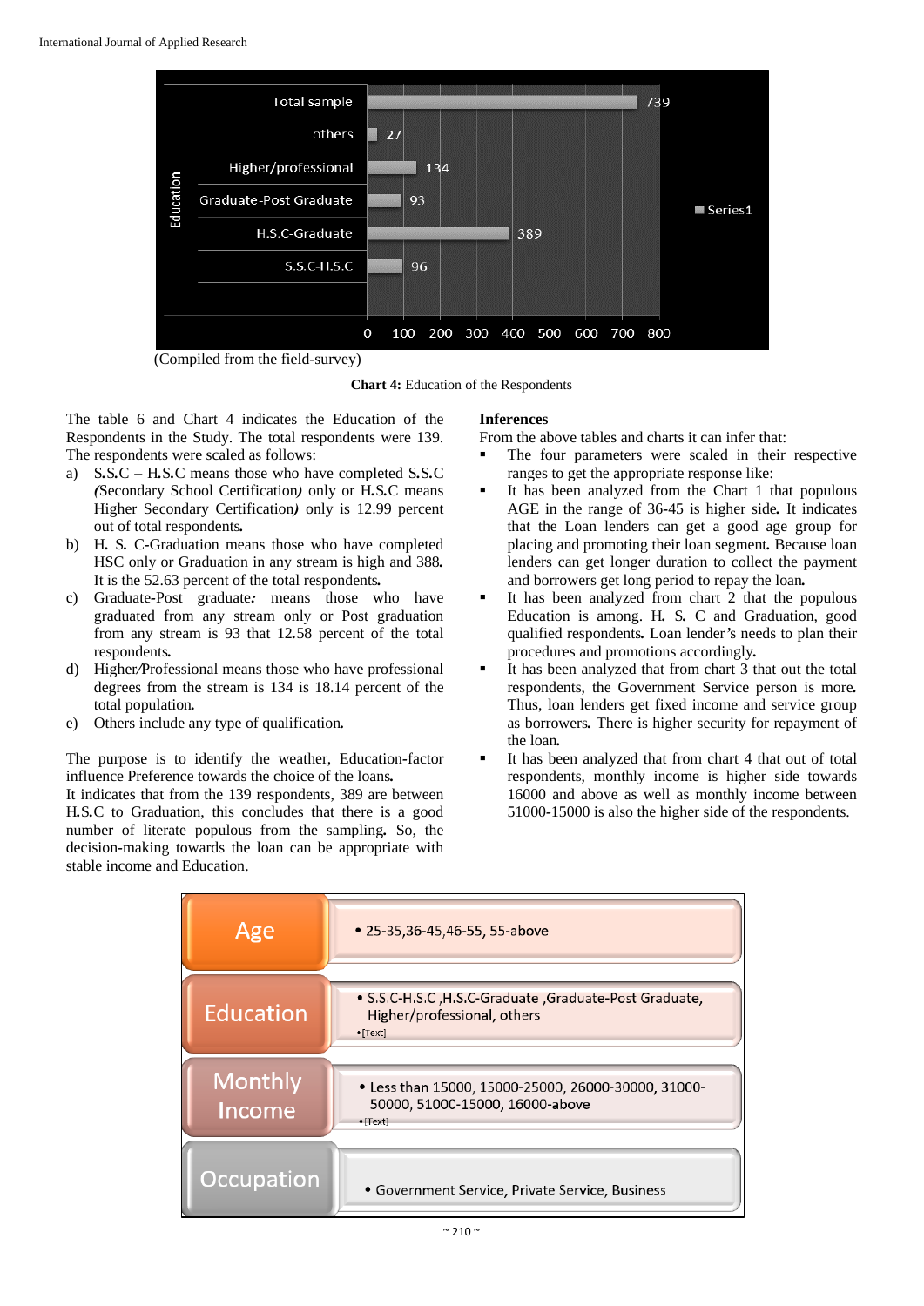| Education | Value |
|---|---|
| Total sample | 739 |
| others | 27 |
| Higher/professional | 134 |
| Graduate-Post Graduate | 93 |
| H.S.C-Graduate | 389 |
| S.S.C-H.S.C | 96 |

(Compiled from the field-survey)

**Chart 4:** Education of the Respondents

The table 6 and Chart 4 indicates the Education of the Respondents in the Study. The total respondents were 139. The respondents were scaled as follows:

a) S.S.C – H.S.C means those who have completed S.S.C *(*Secondary School Certification*)* only or H.S.C means Higher Secondary Certification*)* only is 12.99 percent out of total respondents*.*
b) H. S. C-Graduation means those who have completed HSC only or Graduation in any stream is high and 388*.* It is the 52.63 percent of the total respondents*.*
c) Graduate-Post graduate*:* means those who have graduated from any stream only or Post graduation from any stream is 93 that 12.58 percent of the total respondents*.*
d) Higher*/*Professional means those who have professional degrees from the stream is 134 is 18.14 percent of the total population*.*
e) Others include any type of qualification*.*

The purpose is to identify the weather, Education-factor influence Preference towards the choice of the loans*.*
It indicates that from the 139 respondents, 389 are between H.S.C to Graduation, this concludes that there is a good number of literate populous from the sampling*.* So, the decision-making towards the loan can be appropriate with stable income and Education.

**Inferences**

From the above tables and charts it can infer that:

- The four parameters were scaled in their respective ranges to get the appropriate response like:
- It has been analyzed from the Chart 1 that populous AGE in the range of 36-45 is higher side*.* It indicates that the Loan lenders can get a good age group for placing and promoting their loan segment*.* Because loan lenders can get longer duration to collect the payment and borrowers get long period to repay the loan*.*
- It has been analyzed from chart 2 that the populous Education is among*.* H*.* S*.* C and Graduation, good qualified respondents*.* Loan lender*'*s needs to plan their procedures and promotions accordingly*.*
- It has been analyzed that from chart 3 that out the total respondents, the Government Service person is more*.* Thus, loan lenders get fixed income and service group as borrowers*.* There is higher security for repayment of the loan*.*
- It has been analyzed that from chart 4 that out of total respondents, monthly income is higher side towards 16000 and above as well as monthly income between 51000-15000 is also the higher side of the respondents.

| Parameter | Ranges |
|---|---|
| Age | • 25-35,36-45,46-55, 55-above |
| Education | • S.S.C-H.S.C ,H.S.C-Graduate ,Graduate-Post Graduate, Higher/professional, others<br>• [Text] |
| Monthly Income | • Less than 15000, 15000-25000, 26000-30000, 31000-50000, 51000-15000, 16000-above<br>• [Text] |
| Occupation | • Government Service, Private Service, Business |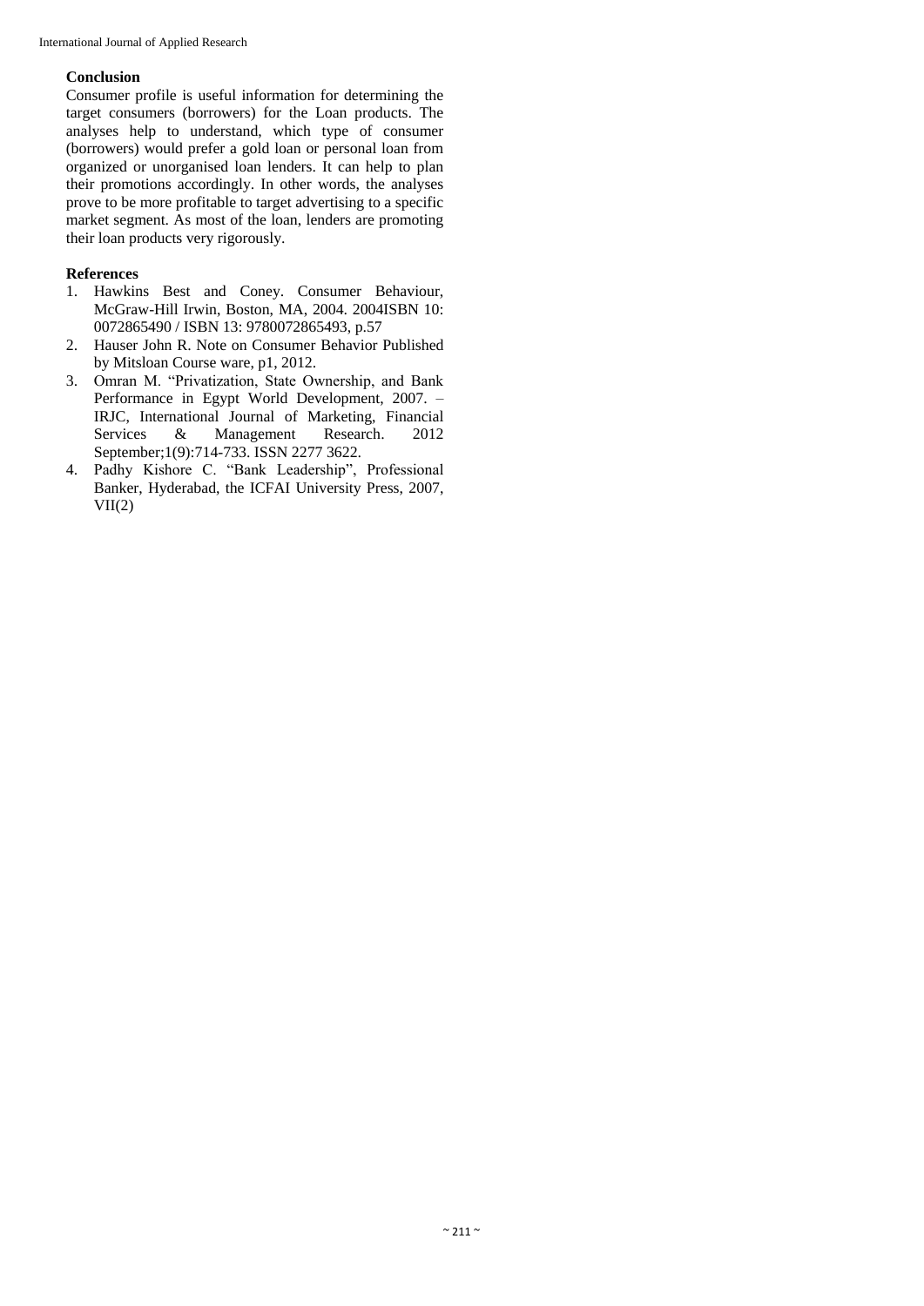## Conclusion

Consumer profile is useful information for determining the target consumers (borrowers) for the Loan products. The analyses help to understand, which type of consumer (borrowers) would prefer a gold loan or personal loan from organized or unorganised loan lenders. It can help to plan their promotions accordingly. In other words, the analyses prove to be more profitable to target advertising to a specific market segment. As most of the loan, lenders are promoting their loan products very rigorously.

## References

1. Hawkins Best and Coney. Consumer Behaviour, McGraw-Hill Irwin, Boston, MA, 2004. 2004ISBN 10: 0072865490 / ISBN 13: 9780072865493, p.57
2. Hauser John R. Note on Consumer Behavior Published by Mitsloan Course ware, p1, 2012.
3. Omran M. "Privatization, State Ownership, and Bank Performance in Egypt World Development, 2007. – IRJC, International Journal of Marketing, Financial Services & Management Research. 2012 September;1(9):714-733. ISSN 2277 3622.
4. Padhy Kishore C. "Bank Leadership", Professional Banker, Hyderabad, the ICFAI University Press, 2007, VII(2)